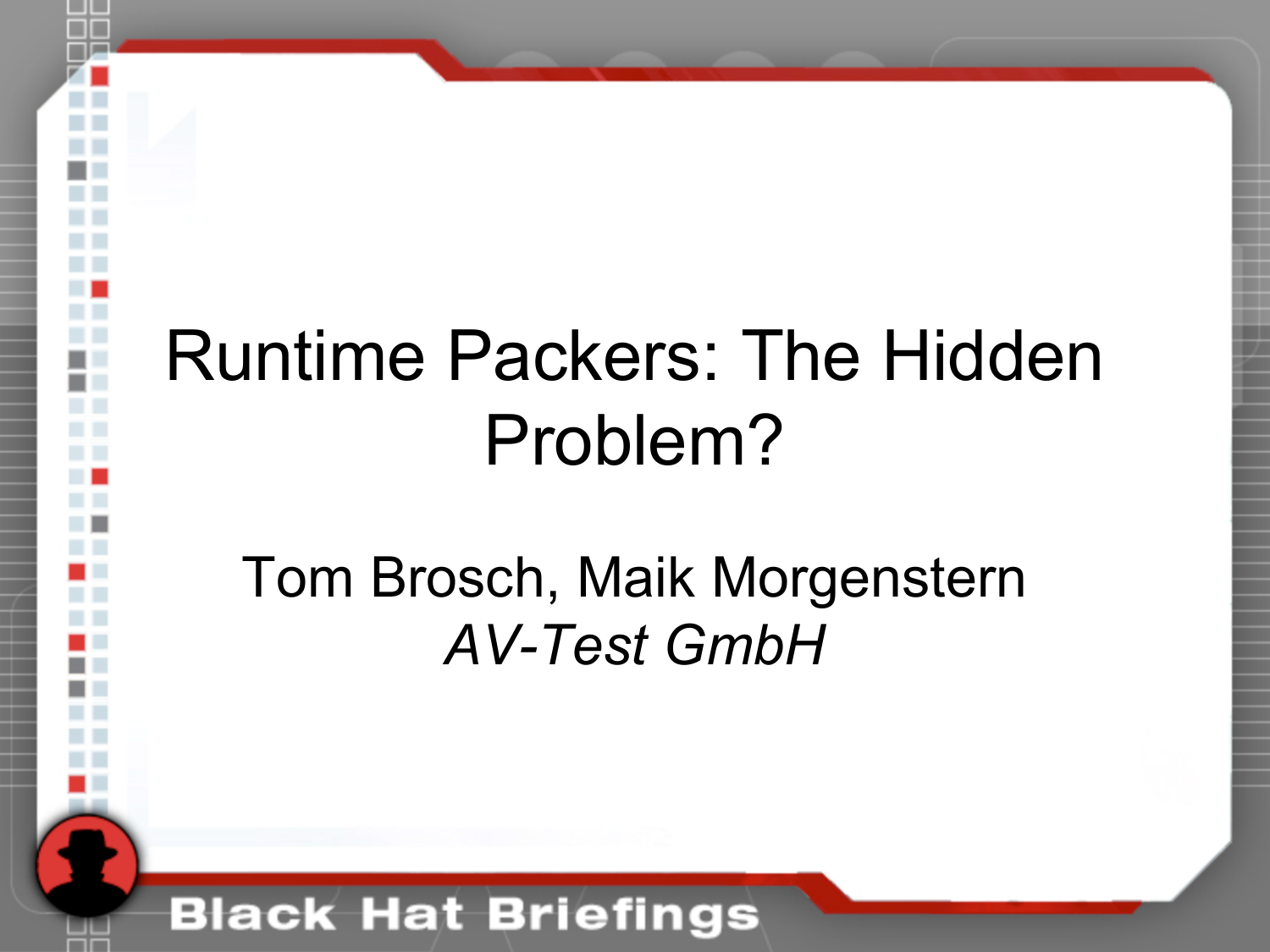# Runtime Packers: The Hidden Problem?

Tom Brosch, Maik Morgenstern

*AV-Test GmbH*

Black Hat Briefings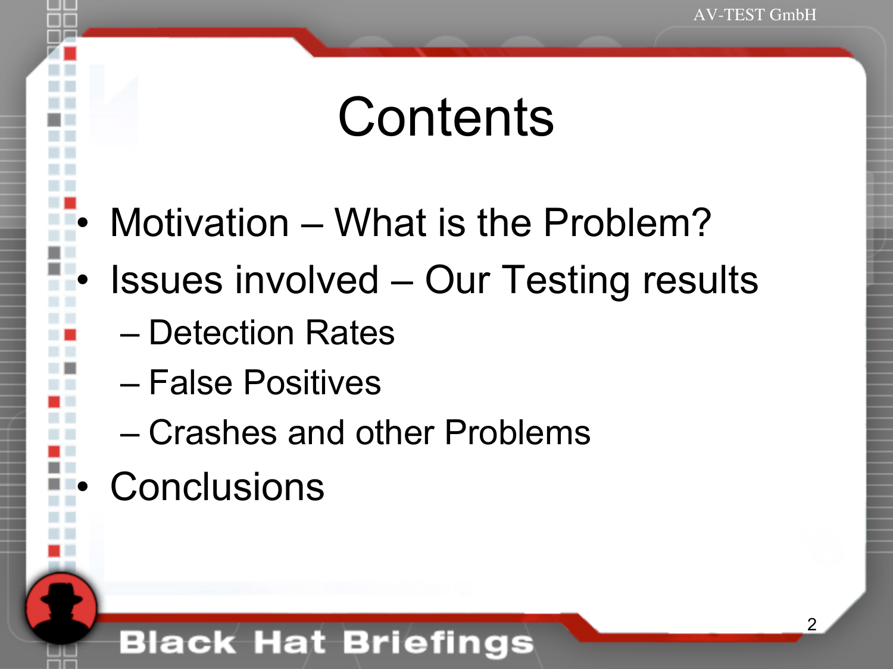# Contents

- Motivation – What is the Problem?
- Issues involved – Our Testing results
  - Detection Rates
  - False Positives
  - Crashes and other Problems
- Conclusions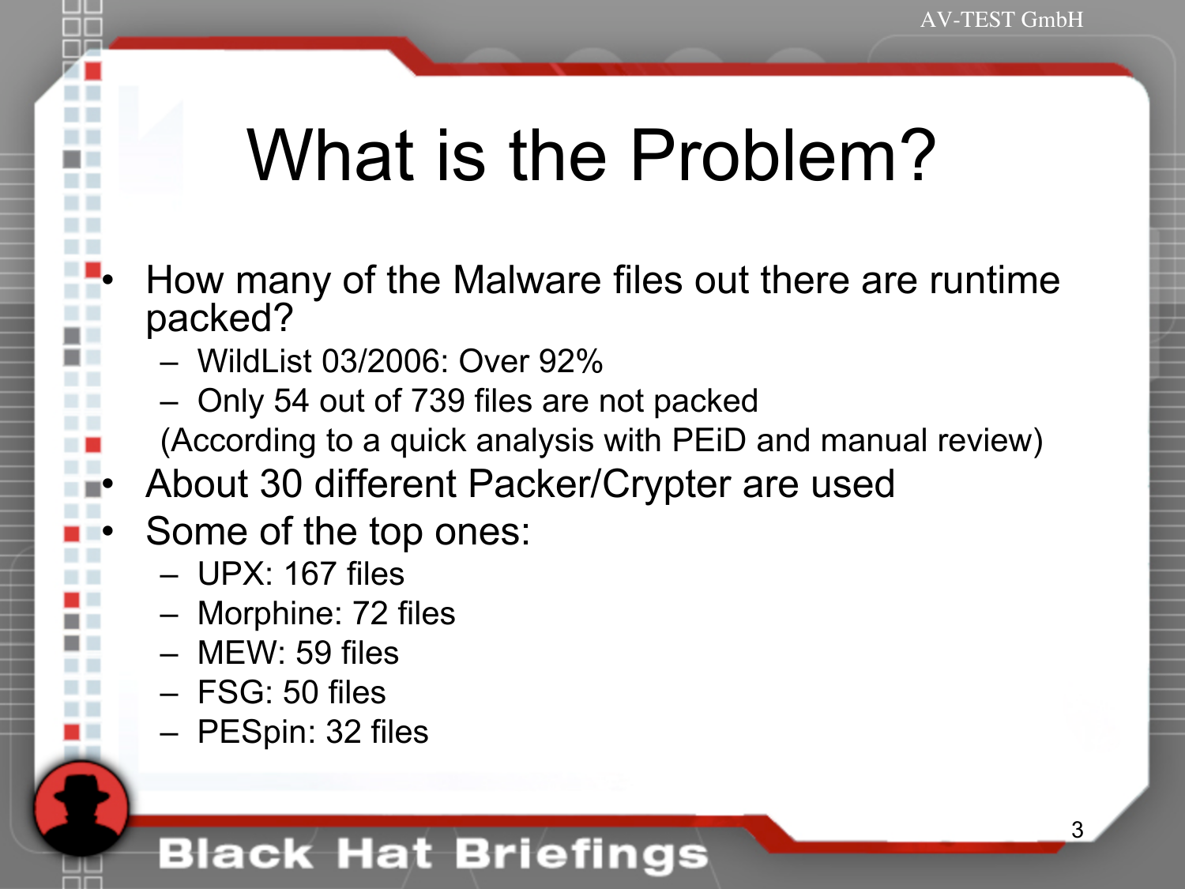# What is the Problem?

- How many of the Malware files out there are runtime packed?
  - WildList 03/2006: Over 92%
  - Only 54 out of 739 files are not packed

  (According to a quick analysis with PEiD and manual review)
- About 30 different Packer/Crypter are used
- Some of the top ones:
  - UPX: 167 files
  - Morphine: 72 files
  - MEW: 59 files
  - FSG: 50 files
  - PESpin: 32 files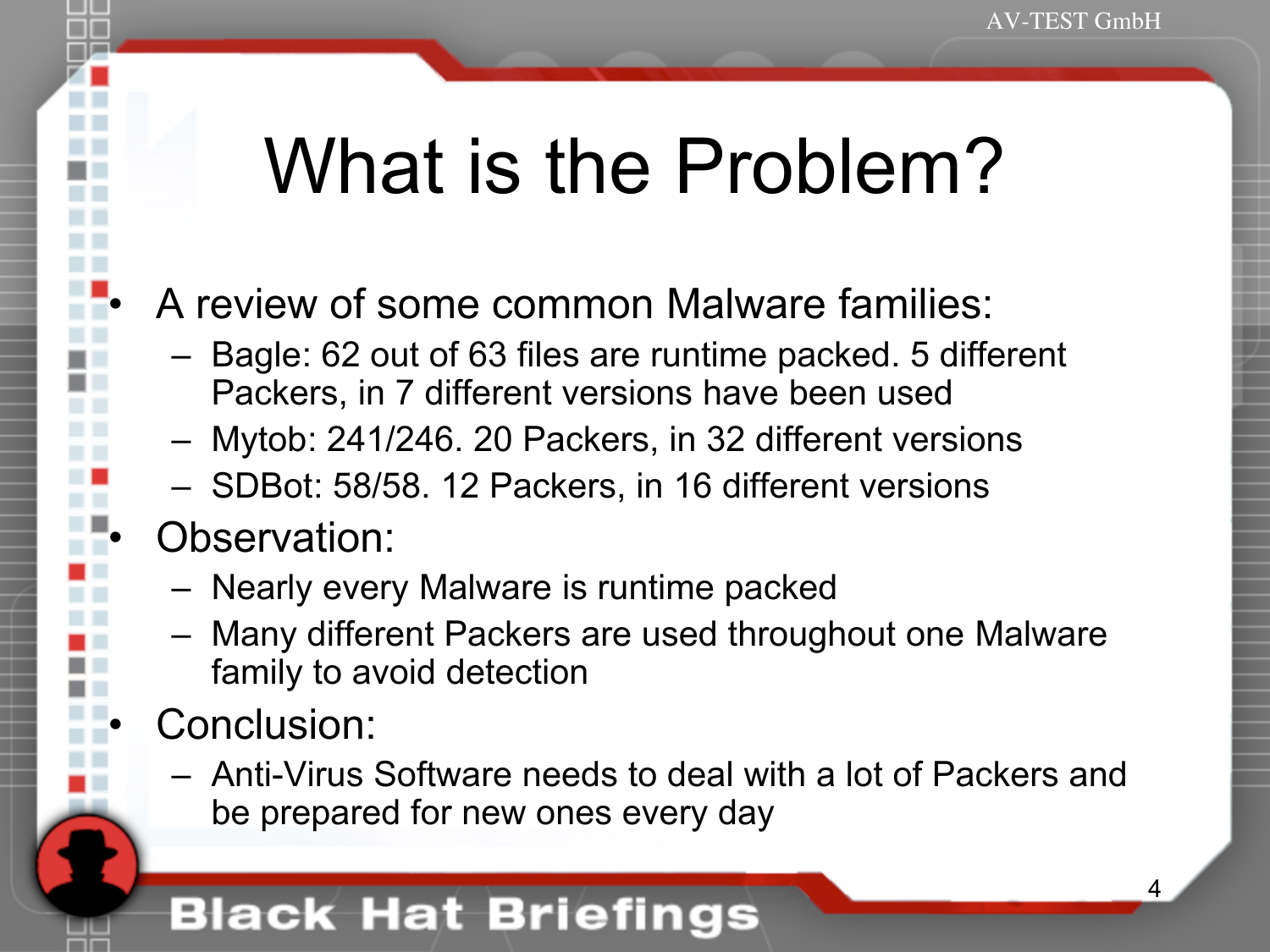# What is the Problem?

- A review of some common Malware families:
  - Bagle: 62 out of 63 files are runtime packed. 5 different Packers, in 7 different versions have been used
  - Mytob: 241/246. 20 Packers, in 32 different versions
  - SDBot: 58/58. 12 Packers, in 16 different versions
- Observation:
  - Nearly every Malware is runtime packed
  - Many different Packers are used throughout one Malware family to avoid detection
- Conclusion:
  - Anti-Virus Software needs to deal with a lot of Packers and be prepared for new ones every day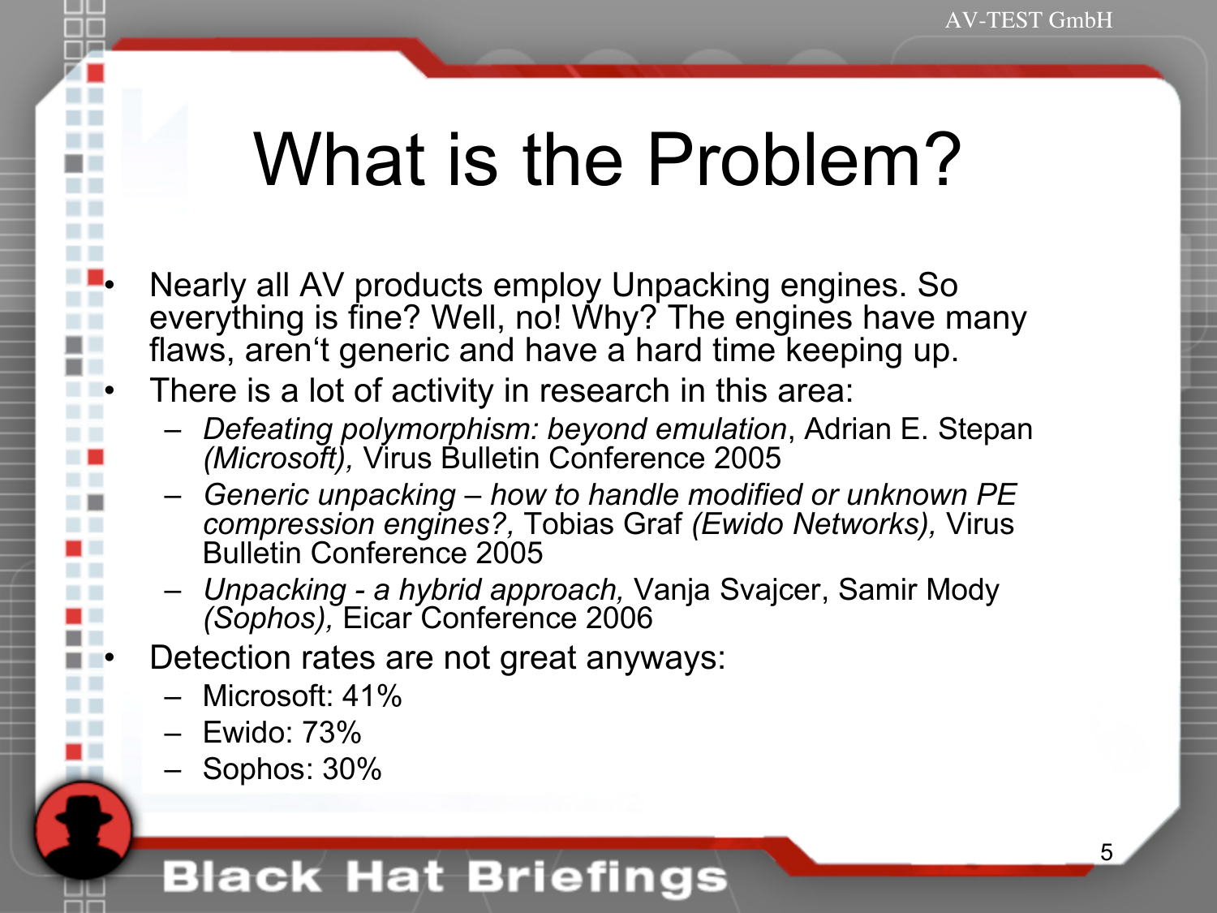# What is the Problem?

- Nearly all AV products employ Unpacking engines. So everything is fine? Well, no! Why? The engines have many flaws, aren‘t generic and have a hard time keeping up.
- There is a lot of activity in research in this area:
  - *Defeating polymorphism: beyond emulation*, Adrian E. Stepan *(Microsoft),* Virus Bulletin Conference 2005
  - *Generic unpacking – how to handle modified or unknown PE compression engines?,* Tobias Graf *(Ewido Networks),* Virus Bulletin Conference 2005
  - *Unpacking - a hybrid approach,* Vanja Svajcer, Samir Mody *(Sophos),* Eicar Conference 2006
- Detection rates are not great anyways:
  - Microsoft: 41%
  - Ewido: 73%
  - Sophos: 30%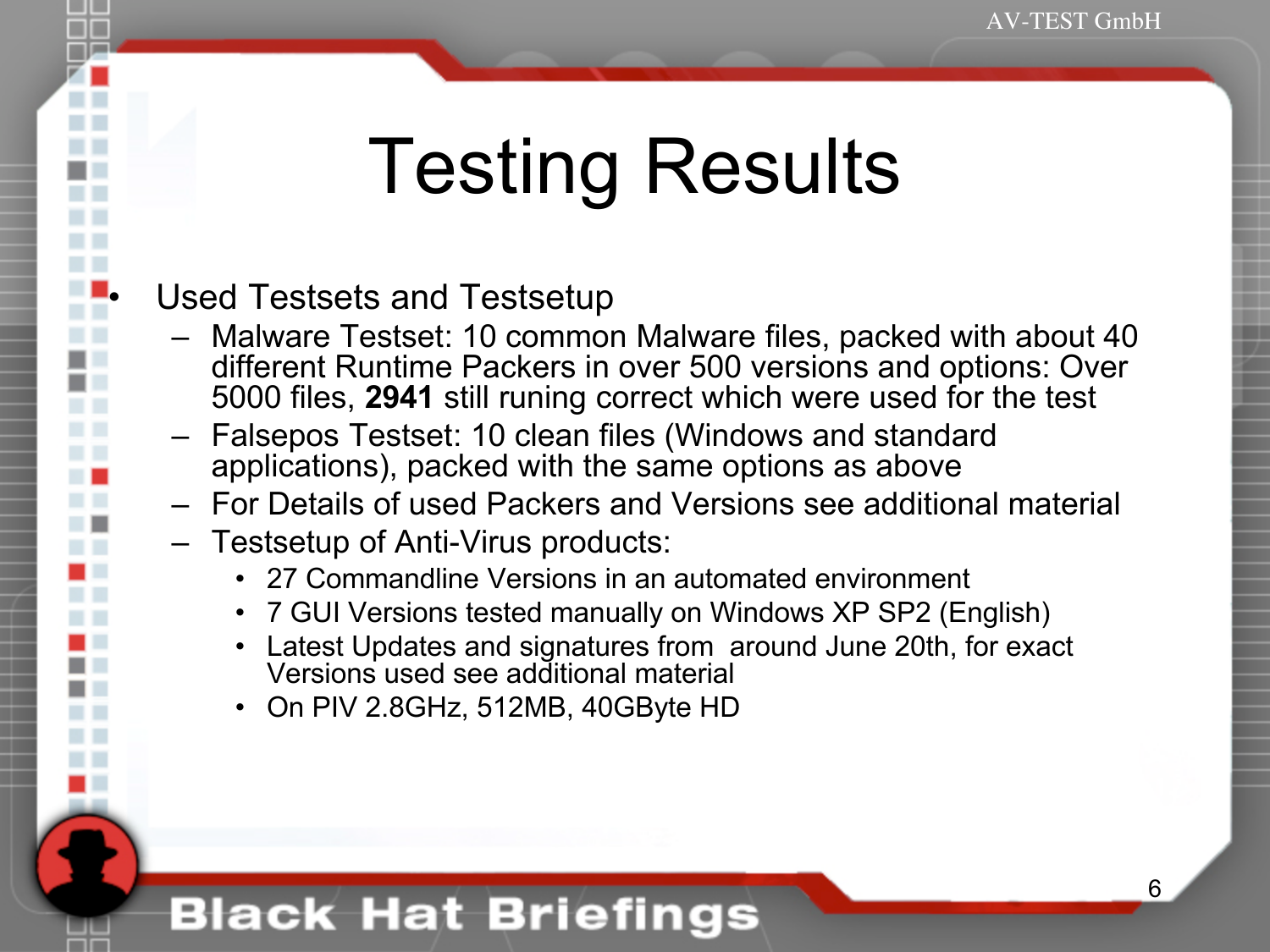# Testing Results

- Used Testsets and Testsetup
  - Malware Testset: 10 common Malware files, packed with about 40 different Runtime Packers in over 500 versions and options: Over 5000 files, **2941** still runing correct which were used for the test
  - Falsepos Testset: 10 clean files (Windows and standard applications), packed with the same options as above
  - For Details of used Packers and Versions see additional material
  - Testsetup of Anti-Virus products:
    - 27 Commandline Versions in an automated environment
    - 7 GUI Versions tested manually on Windows XP SP2 (English)
    - Latest Updates and signatures from around June 20th, for exact Versions used see additional material
    - On PIV 2.8GHz, 512MB, 40GByte HD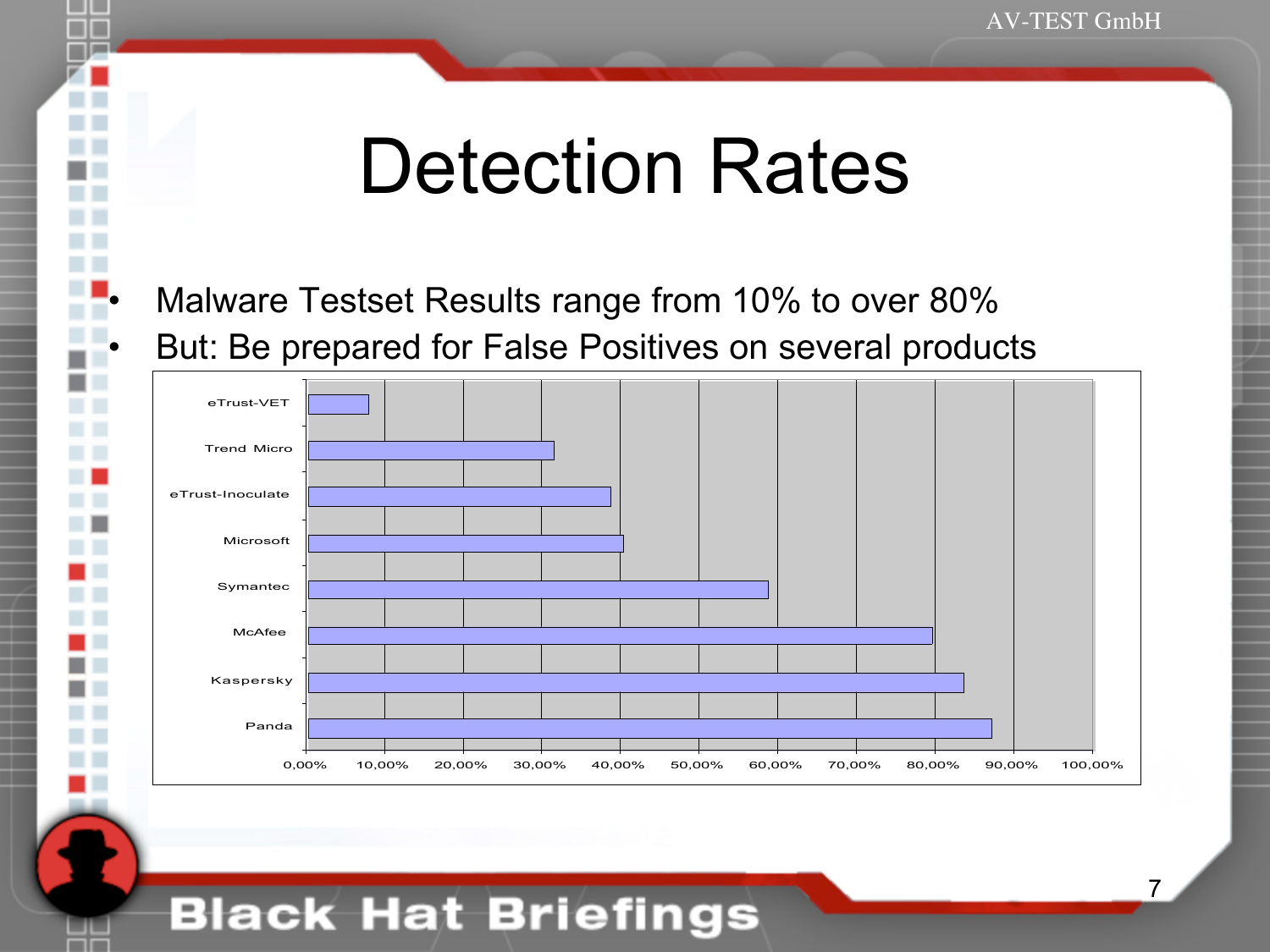# Detection Rates

- Malware Testset Results range from 10% to over 80%
- But: Be prepared for False Positives on several products

| Product |
|---|
| eTrust-VET |
| Trend Micro |
| eTrust-Inoculate |
| Microsoft |
| Symantec |
| McAfee |
| Kaspersky |
| Panda |

0,00% 10,00% 20,00% 30,00% 40,00% 50,00% 60,00% 70,00% 80,00% 90,00% 100,00%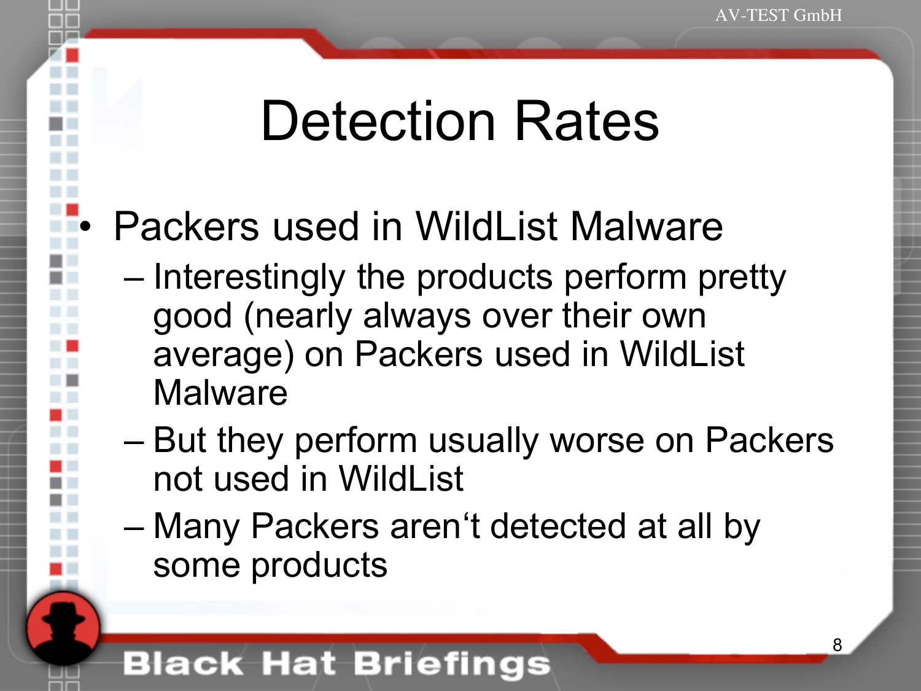# Detection Rates

- Packers used in WildList Malware
  - Interestingly the products perform pretty good (nearly always over their own average) on Packers used in WildList Malware
  - But they perform usually worse on Packers not used in WildList
  - Many Packers aren‘t detected at all by some products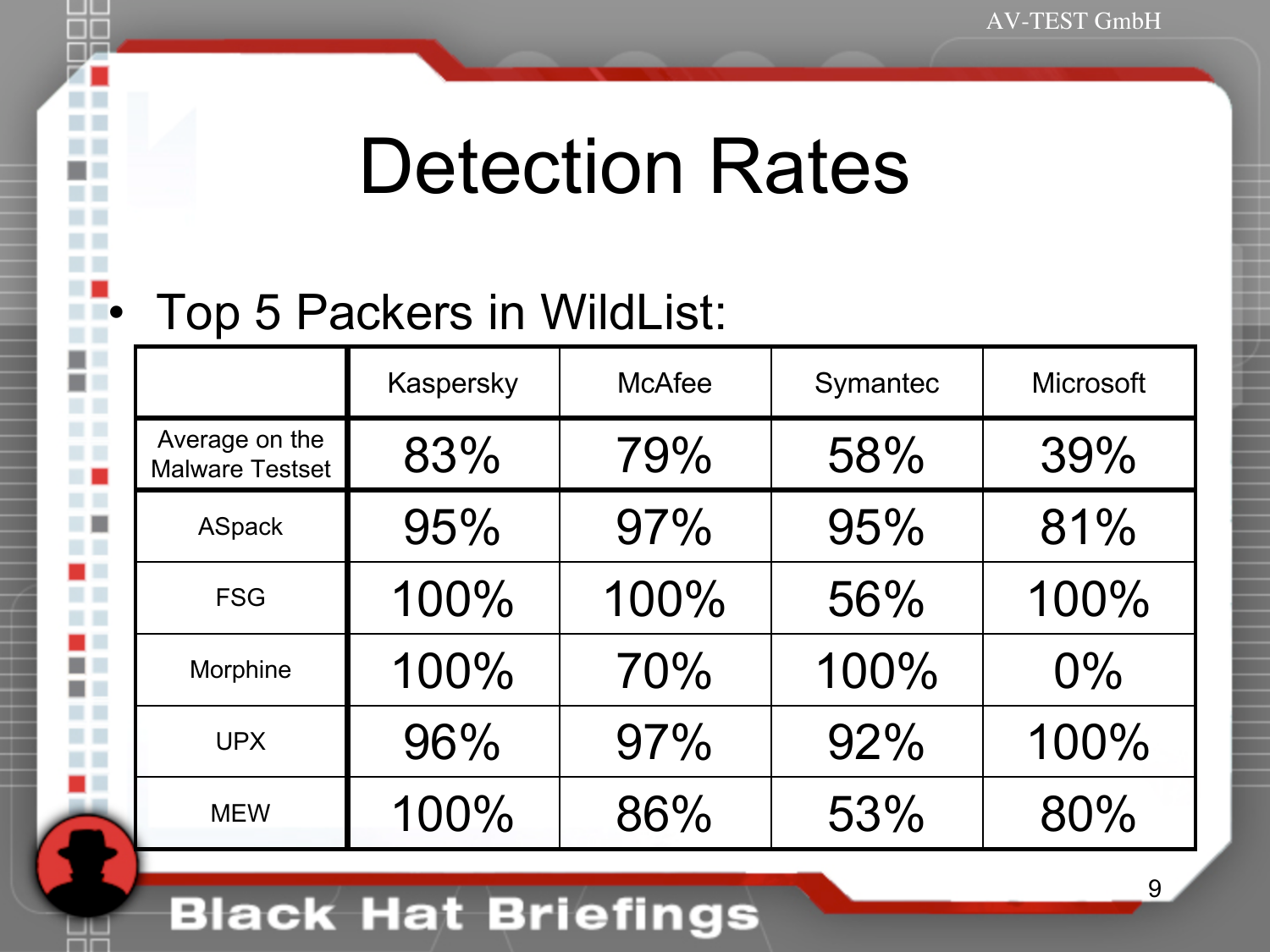# Detection Rates

- Top 5 Packers in WildList:

| | Kaspersky | McAfee | Symantec | Microsoft |
|---|---|---|---|---|
| Average on the Malware Testset | 83% | 79% | 58% | 39% |
| ASpack | 95% | 97% | 95% | 81% |
| FSG | 100% | 100% | 56% | 100% |
| Morphine | 100% | 70% | 100% | 0% |
| UPX | 96% | 97% | 92% | 100% |
| MEW | 100% | 86% | 53% | 80% |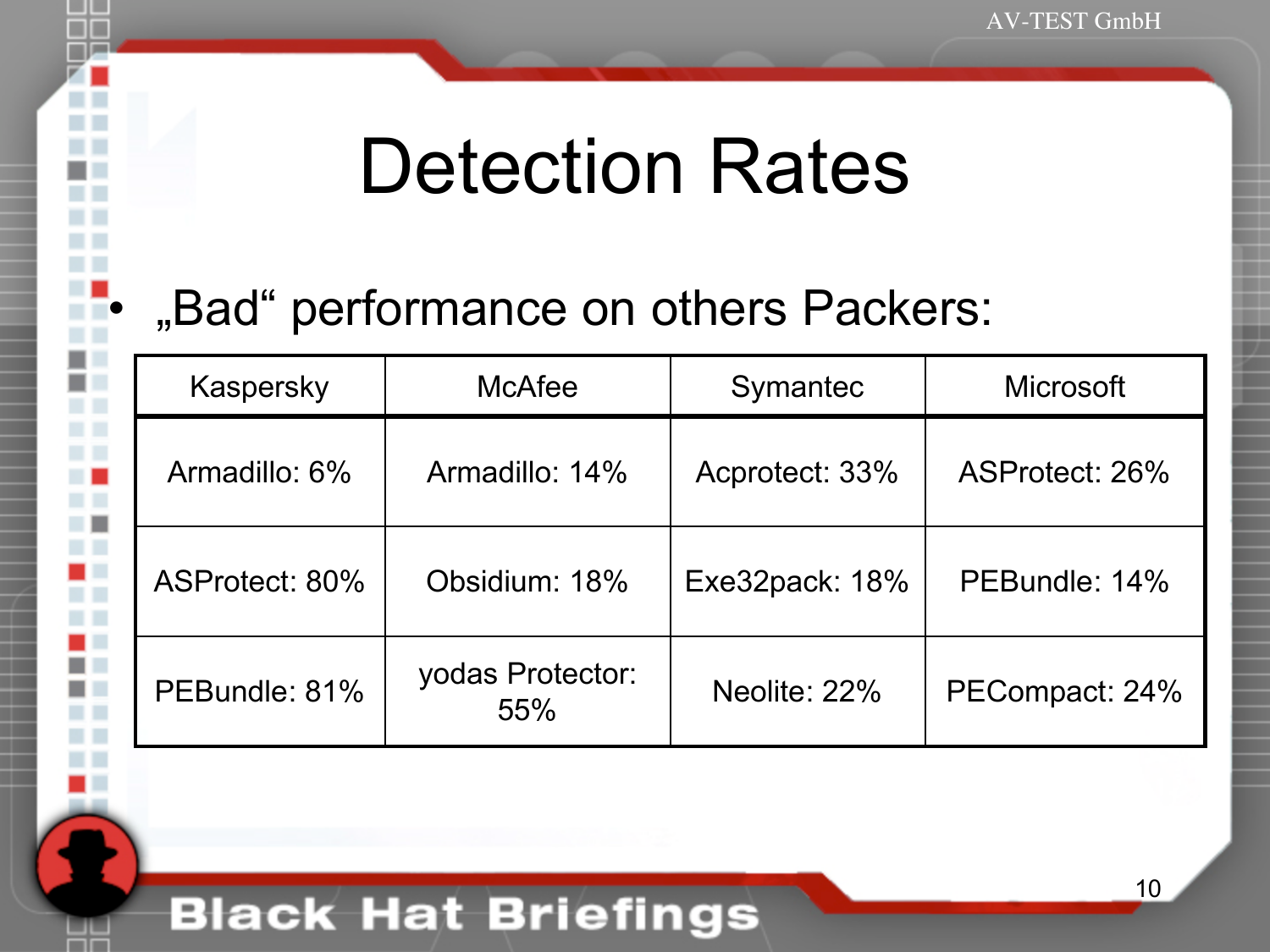# Detection Rates

- „Bad“ performance on others Packers:

| Kaspersky | McAfee | Symantec | Microsoft |
|---|---|---|---|
| Armadillo: 6% | Armadillo: 14% | Acprotect: 33% | ASProtect: 26% |
| ASProtect: 80% | Obsidium: 18% | Exe32pack: 18% | PEBundle: 14% |
| PEBundle: 81% | yodas Protector: 55% | Neolite: 22% | PECompact: 24% |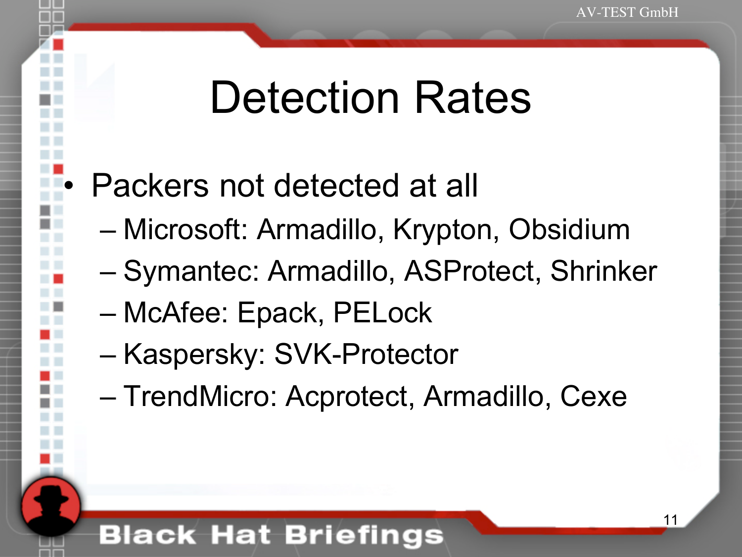# Detection Rates

- Packers not detected at all
  - Microsoft: Armadillo, Krypton, Obsidium
  - Symantec: Armadillo, ASProtect, Shrinker
  - McAfee: Epack, PELock
  - Kaspersky: SVK-Protector
  - TrendMicro: Acprotect, Armadillo, Cexe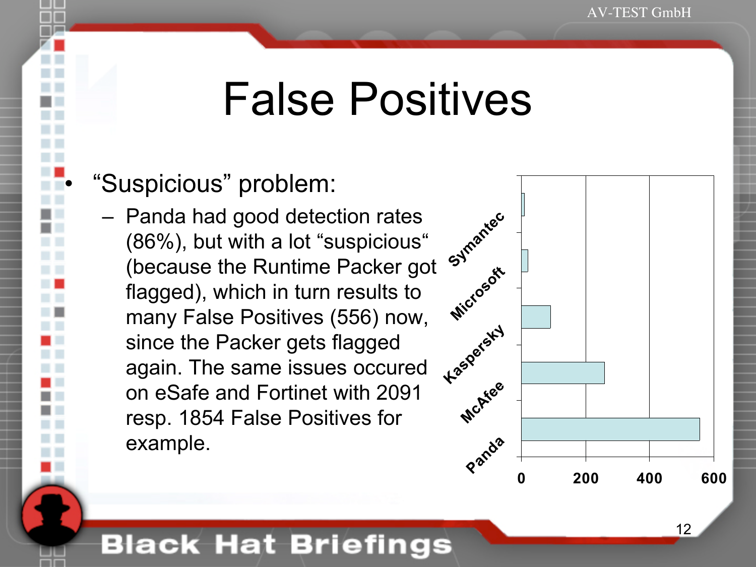# False Positives

- "Suspicious" problem:
  - Panda had good detection rates (86%), but with a lot "suspicious" (because the Runtime Packer got flagged), which in turn results to many False Positives (556) now, since the Packer gets flagged again. The same issues occured on eSafe and Fortinet with 2091 resp. 1854 False Positives for example.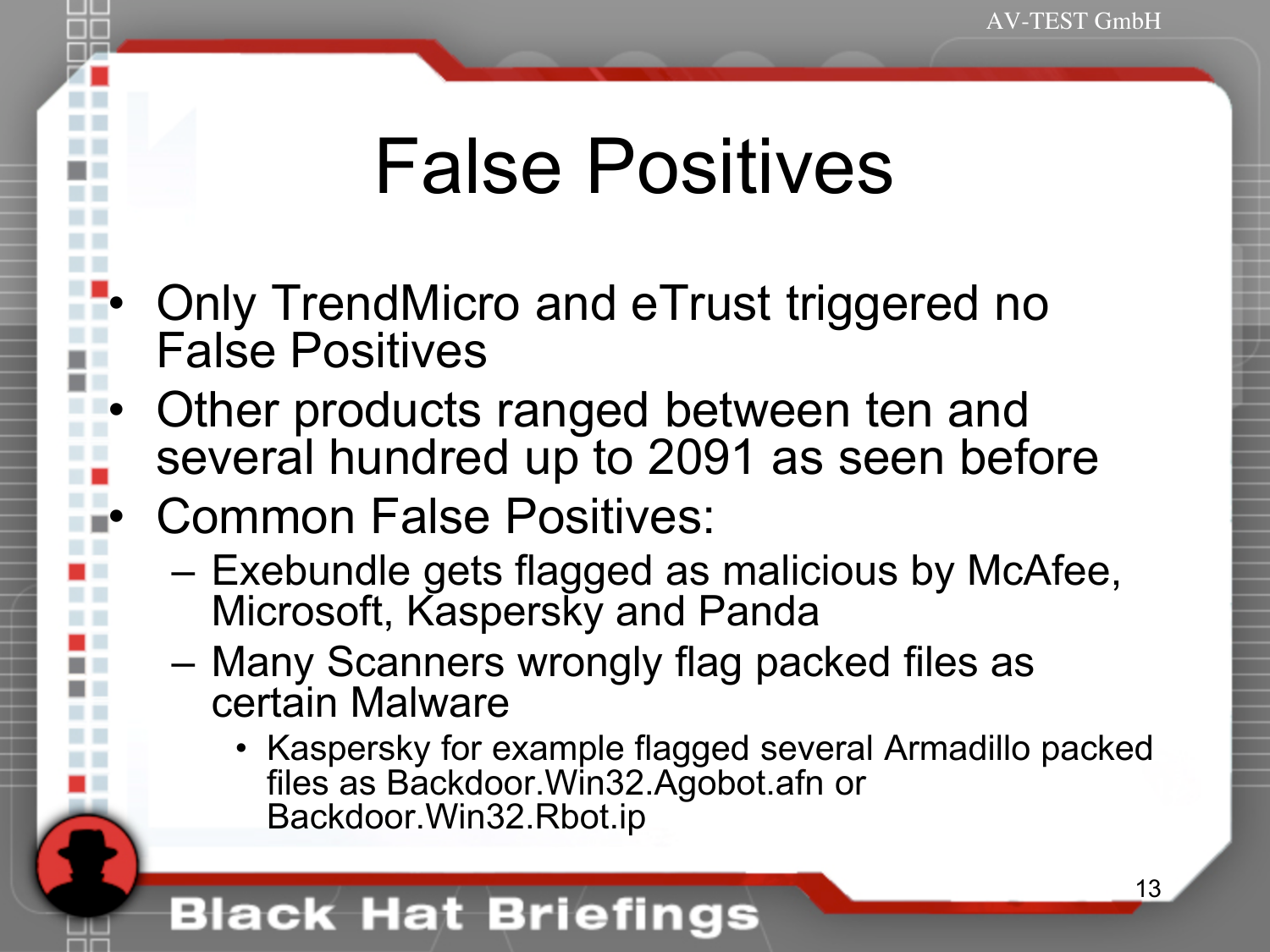# False Positives

- Only TrendMicro and eTrust triggered no False Positives
- Other products ranged between ten and several hundred up to 2091 as seen before
- Common False Positives:
  - Exebundle gets flagged as malicious by McAfee, Microsoft, Kaspersky and Panda
  - Many Scanners wrongly flag packed files as certain Malware
    - Kaspersky for example flagged several Armadillo packed files as Backdoor.Win32.Agobot.afn or Backdoor.Win32.Rbot.ip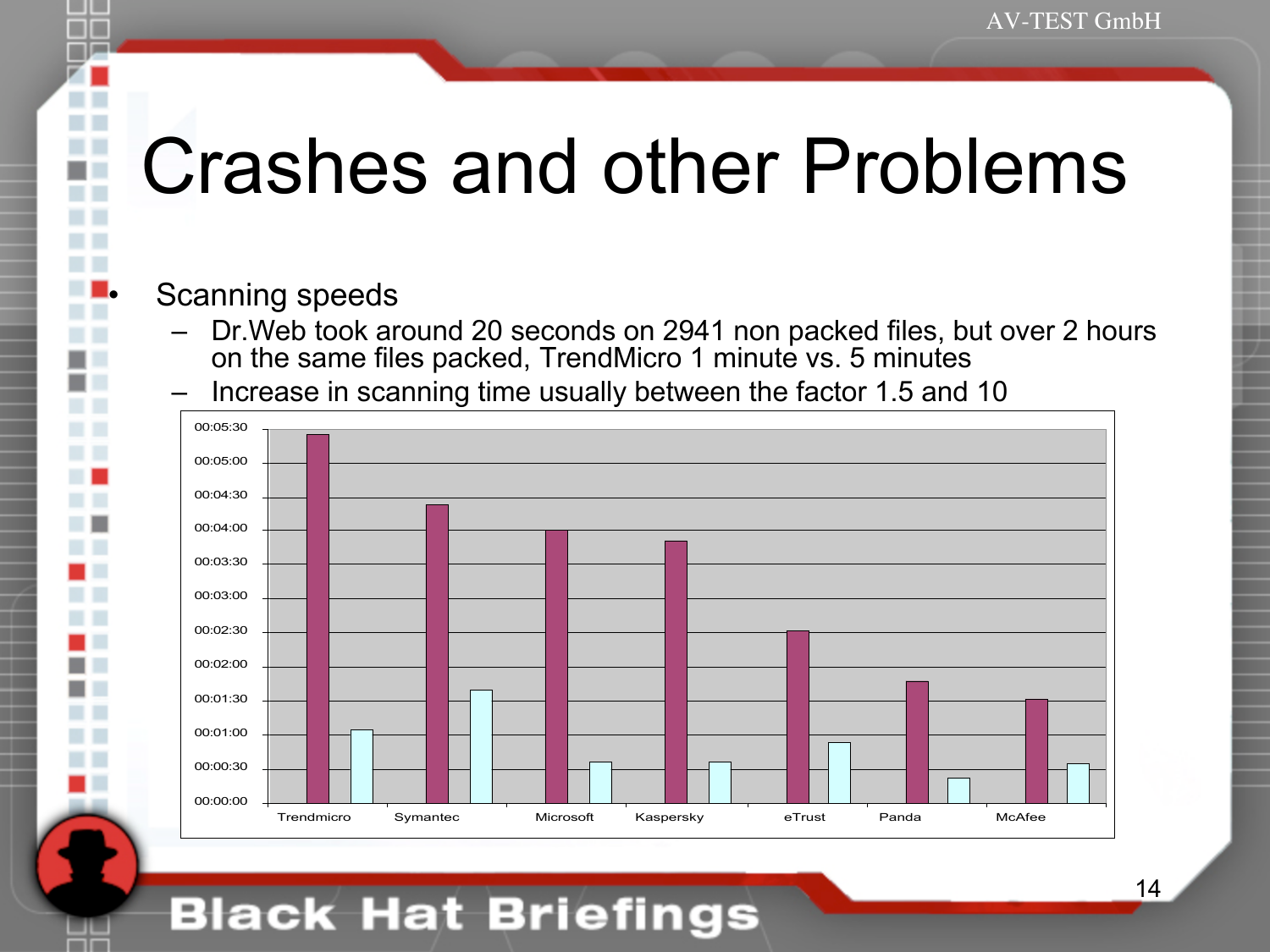# Crashes and other Problems

- Scanning speeds
  - Dr.Web took around 20 seconds on 2941 non packed files, but over 2 hours on the same files packed, TrendMicro 1 minute vs. 5 minutes
  - Increase in scanning time usually between the factor 1.5 and 10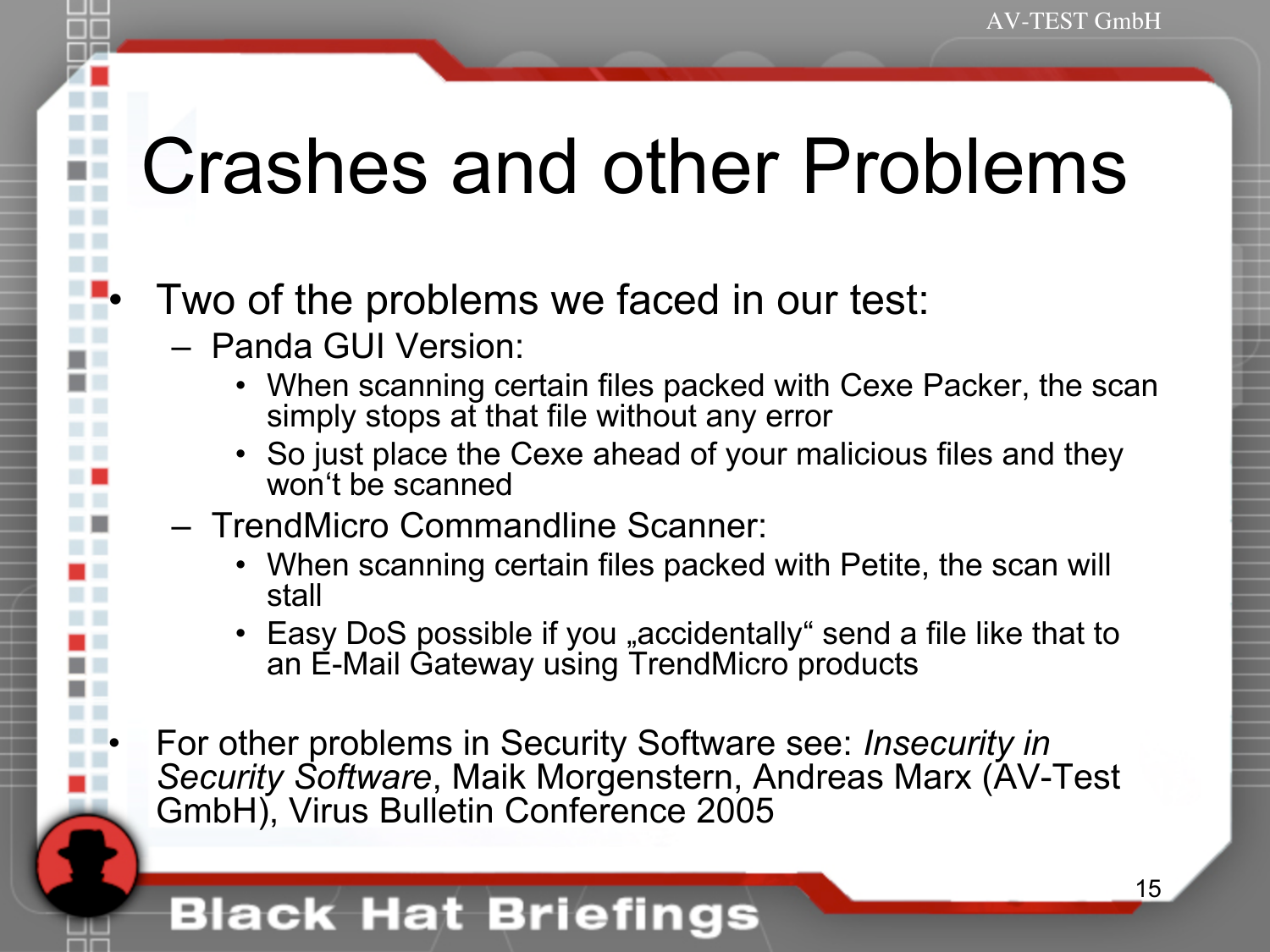# Crashes and other Problems

- Two of the problems we faced in our test:
  - Panda GUI Version:
    - When scanning certain files packed with Cexe Packer, the scan simply stops at that file without any error
    - So just place the Cexe ahead of your malicious files and they won‘t be scanned
  - TrendMicro Commandline Scanner:
    - When scanning certain files packed with Petite, the scan will stall
    - Easy DoS possible if you „accidentally“ send a file like that to an E-Mail Gateway using TrendMicro products
- For other problems in Security Software see: *Insecurity in Security Software*, Maik Morgenstern, Andreas Marx (AV-Test GmbH), Virus Bulletin Conference 2005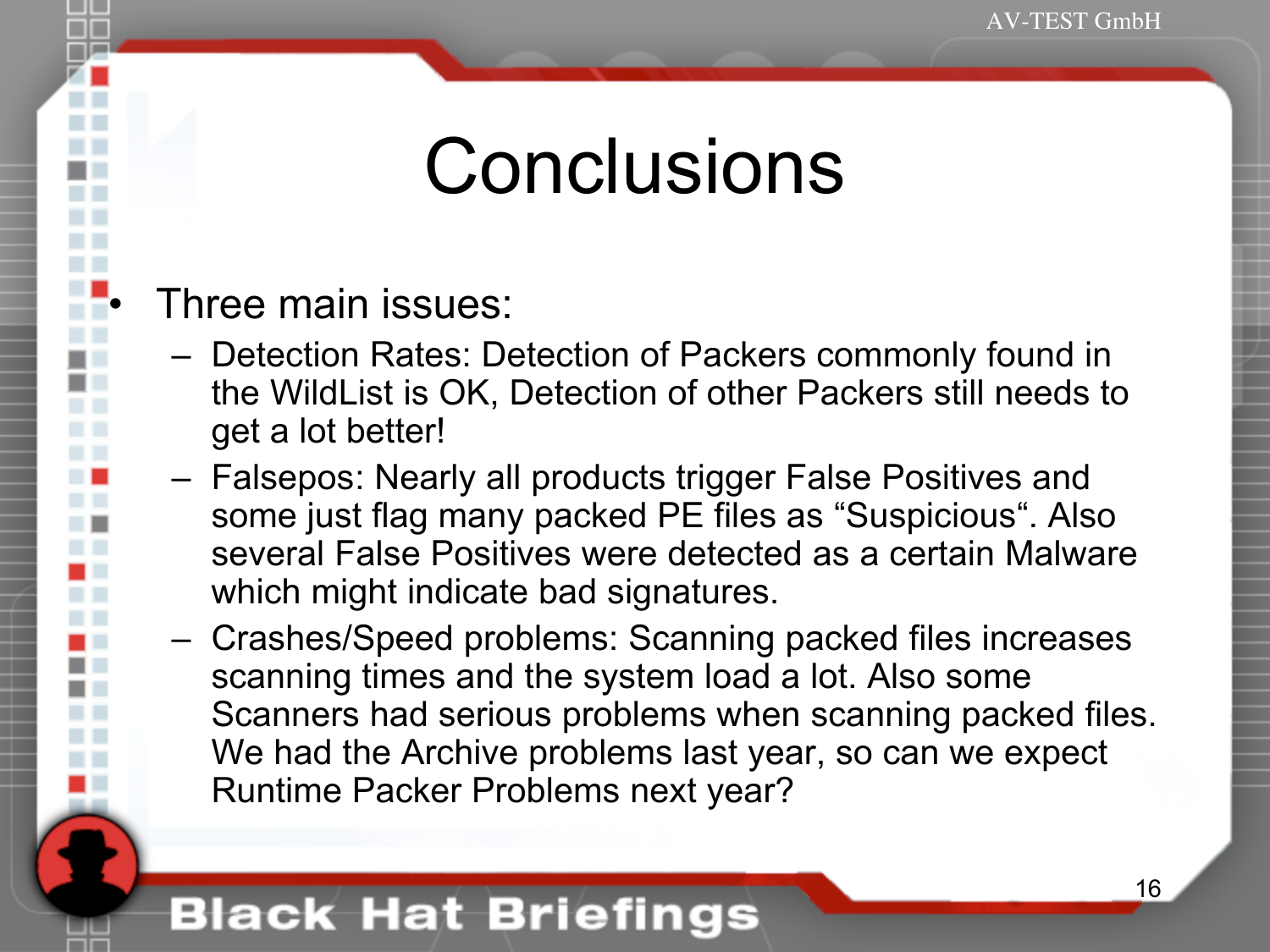# Conclusions

- Three main issues:
  - Detection Rates: Detection of Packers commonly found in the WildList is OK, Detection of other Packers still needs to get a lot better!
  - Falsepos: Nearly all products trigger False Positives and some just flag many packed PE files as “Suspicious“. Also several False Positives were detected as a certain Malware which might indicate bad signatures.
  - Crashes/Speed problems: Scanning packed files increases scanning times and the system load a lot. Also some Scanners had serious problems when scanning packed files. We had the Archive problems last year, so can we expect Runtime Packer Problems next year?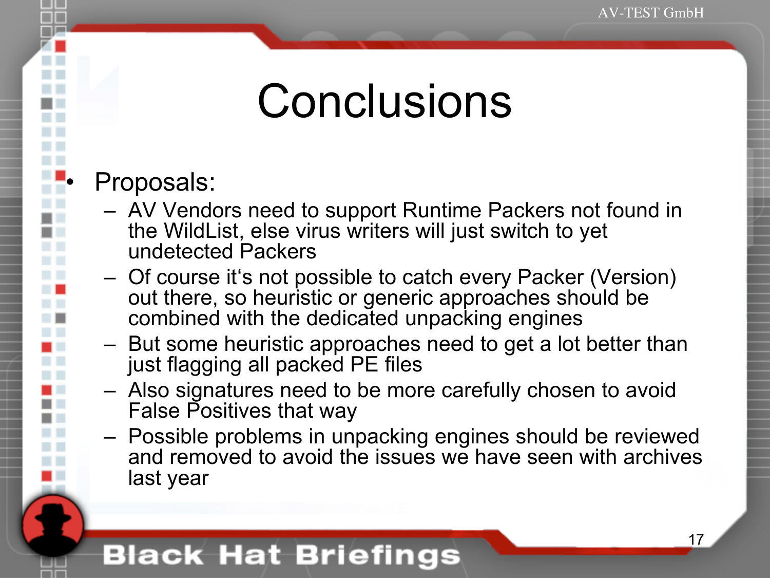# Conclusions

- Proposals:
  - AV Vendors need to support Runtime Packers not found in the WildList, else virus writers will just switch to yet undetected Packers
  - Of course it‘s not possible to catch every Packer (Version) out there, so heuristic or generic approaches should be combined with the dedicated unpacking engines
  - But some heuristic approaches need to get a lot better than just flagging all packed PE files
  - Also signatures need to be more carefully chosen to avoid False Positives that way
  - Possible problems in unpacking engines should be reviewed and removed to avoid the issues we have seen with archives last year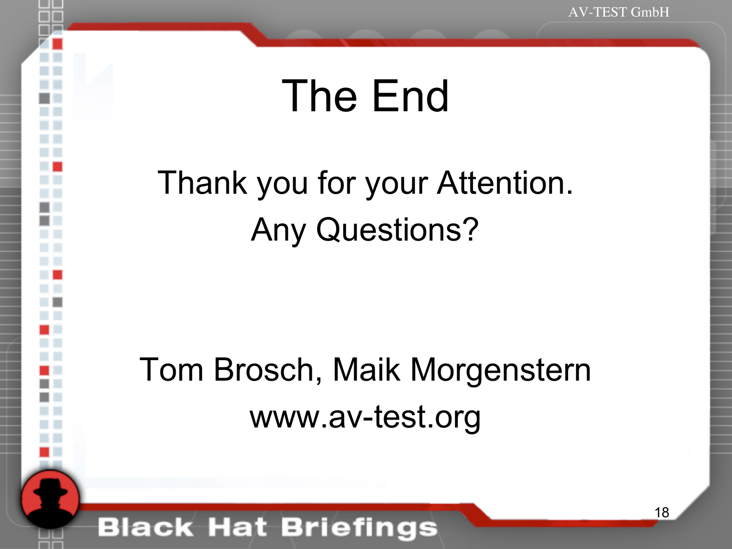# The End

Thank you for your Attention.

Any Questions?

Tom Brosch, Maik Morgenstern

www.av-test.org